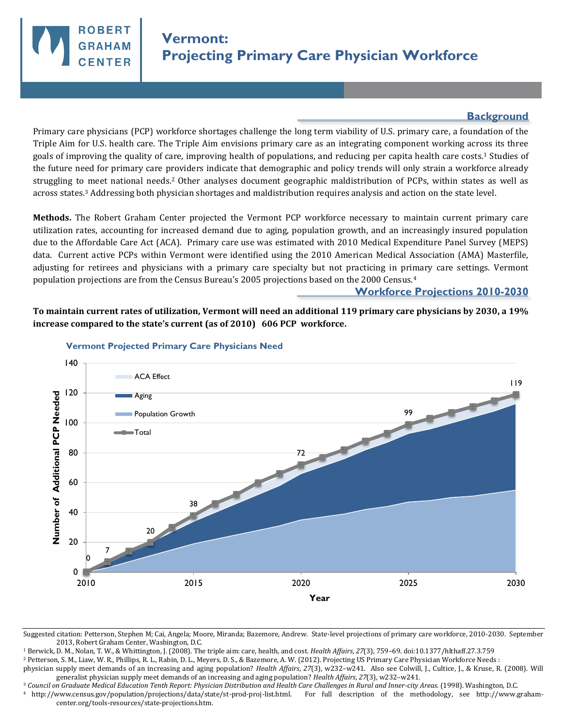# Vermont: Projecting Primary Care Physician Workforce

ROBERT GRAHAM CENTER

## Background

Primary care physicians (PCP) workforce shortages challenge the long term viability of U.S. primary care, a foundation of the Triple Aim for U.S. health care. The Triple Aim envisions primary care as an integrating component working across its three goals of improving the quality of care, improving health of populations, and reducing per capita health care costs.[1] Studies of the future need for primary care providers indicate that demographic and policy trends will only strain a workforce already struggling to meet national needs.[2] Other analyses document geographic maldistribution of PCPs, within states as well as across states.[3] Addressing both physician shortages and maldistribution requires analysis and action on the state level.

**Methods.** The Robert Graham Center projected the Vermont PCP workforce necessary to maintain current primary care utilization rates, accounting for increased demand due to aging, population growth, and an increasingly insured population due to the Affordable Care Act (ACA). Primary care use was estimated with 2010 Medical Expenditure Panel Survey (MEPS) data. Current active PCPs within Vermont were identified using the 2010 American Medical Association (AMA) Masterfile, adjusting for retirees and physicians with a primary care specialty but not practicing in primary care settings. Vermont population projections are from the Census Bureau's 2005 projections based on the 2000 Census.[4]

## Workforce Projections 2010-2030

**To maintain current rates of utilization, Vermont will need an additional 119 primary care physicians by 2030, a 19% increase compared to the state's current (as of 2010) 606 PCP workforce.**

**Vermont Projected Primary Care Physicians Need**

| Year | 2010 | 2011 | 2013 | 2015 | 2020 | 2025 | 2030 |
|---|---|---|---|---|---|---|---|
| Total Additional PCP Needed | 0 | 7 | 20 | 38 | 72 | 99 | 119 |

Legend: ACA Effect; Aging; Population Growth; Total. Y-axis: Number of Additional PCP Needed. X-axis: Year.

---

Suggested citation: Petterson, Stephen M; Cai, Angela; Moore, Miranda; Bazemore, Andrew. State-level projections of primary care workforce, 2010-2030. September 2013, Robert Graham Center, Washington, D.C.

[1] Berwick, D. M., Nolan, T. W., & Whittington, J. (2008). The triple aim: care, health, and cost. *Health Affairs*, *27*(3), 759–69. doi:10.1377/hlthaff.27.3.759

[2] Petterson, S. M., Liaw, W. R., Phillips, R. L., Rabin, D. L., Meyers, D. S., & Bazemore, A. W. (2012). Projecting US Primary Care Physician Workforce Needs : physician supply meet demands of an increasing and aging population? *Health Affairs*, *27*(3), w232–w241. Also see Colwill, J., Cultice, J., & Kruse, R. (2008). Will generalist physician supply meet demands of an increasing and aging population? *Health Affairs*, *27*(3), w232–w241.

[3] *Council on Graduate Medical Education Tenth Report: Physician Distribution and Health Care Challenges in Rural and Inner-city Areas.* (1998). Washington, D.C.

[4] http://www.census.gov/population/projections/data/state/st-prod-proj-list.html. For full description of the methodology, see http://www.graham-center.org/tools-resources/state-projections.htm.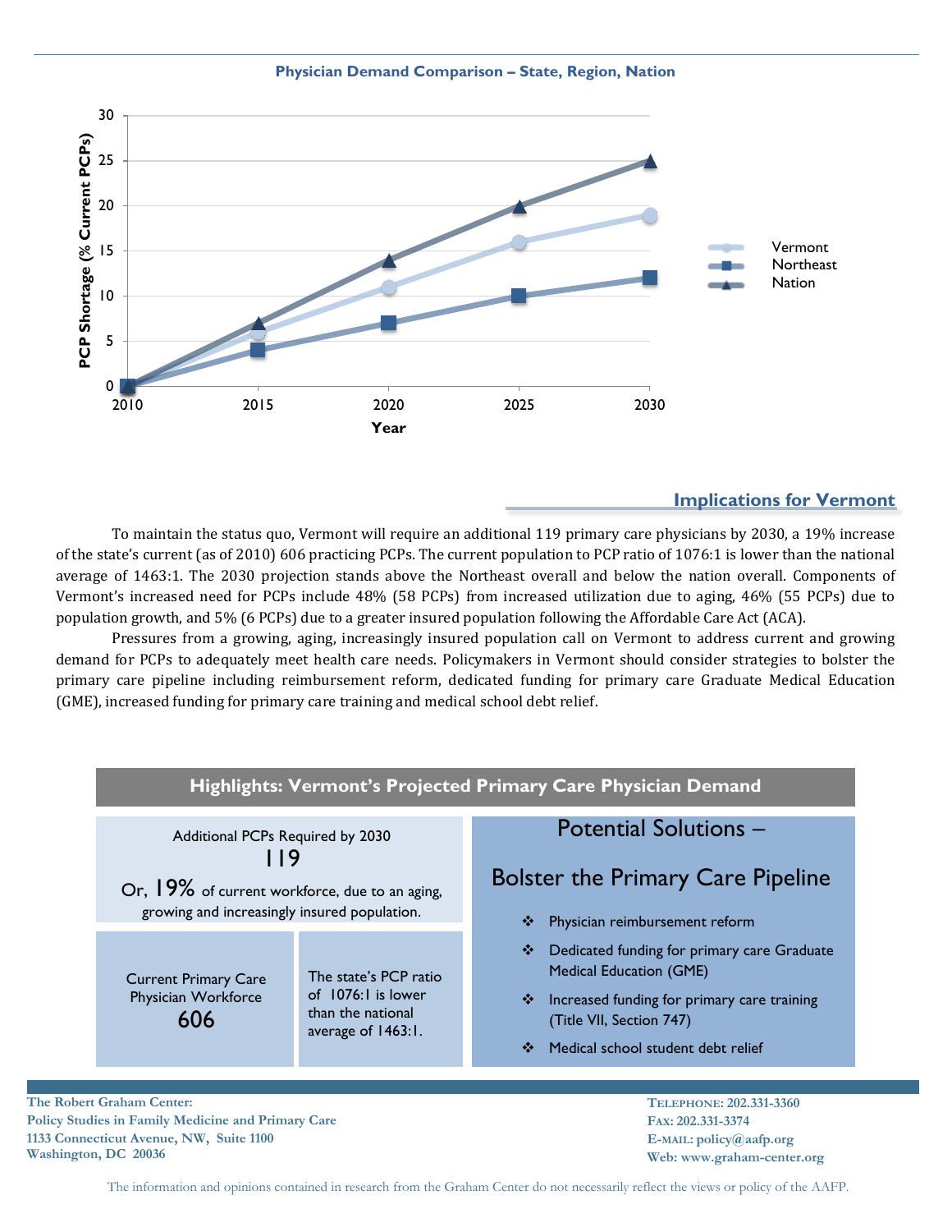**Physician Demand Comparison – State, Region, Nation**

PCP Shortage (% Current PCPs)

30
25
20
15
10
5
0

2010
2015
2020
2025
2030

Year

Vermont
Northeast
Nation

## Implications for Vermont

To maintain the status quo, Vermont will require an additional 119 primary care physicians by 2030, a 19% increase of the state's current (as of 2010) 606 practicing PCPs. The current population to PCP ratio of 1076:1 is lower than the national average of 1463:1. The 2030 projection stands above the Northeast overall and below the nation overall. Components of Vermont's increased need for PCPs include 48% (58 PCPs) from increased utilization due to aging, 46% (55 PCPs) due to population growth, and 5% (6 PCPs) due to a greater insured population following the Affordable Care Act (ACA).

Pressures from a growing, aging, increasingly insured population call on Vermont to address current and growing demand for PCPs to adequately meet health care needs. Policymakers in Vermont should consider strategies to bolster the primary care pipeline including reimbursement reform, dedicated funding for primary care Graduate Medical Education (GME), increased funding for primary care training and medical school debt relief.

### Highlights: Vermont's Projected Primary Care Physician Demand

Additional PCPs Required by 2030
**119**
Or, 19% of current workforce, due to an aging, growing and increasingly insured population.

Current Primary Care Physician Workforce
**606**

The state's PCP ratio of 1076:1 is lower than the national average of 1463:1.

**Potential Solutions –**

**Bolster the Primary Care Pipeline**

- Physician reimbursement reform
- Dedicated funding for primary care Graduate Medical Education (GME)
- Increased funding for primary care training (Title VII, Section 747)
- Medical school student debt relief

**The Robert Graham Center:**
**Policy Studies in Family Medicine and Primary Care**
**1133 Connecticut Avenue, NW, Suite 1100**
**Washington, DC 20036**

**Telephone: 202.331-3360**
**Fax: 202.331-3374**
**E-mail: policy@aafp.org**
**Web: www.graham-center.org**

The information and opinions contained in research from the Graham Center do not necessarily reflect the views or policy of the AAFP.